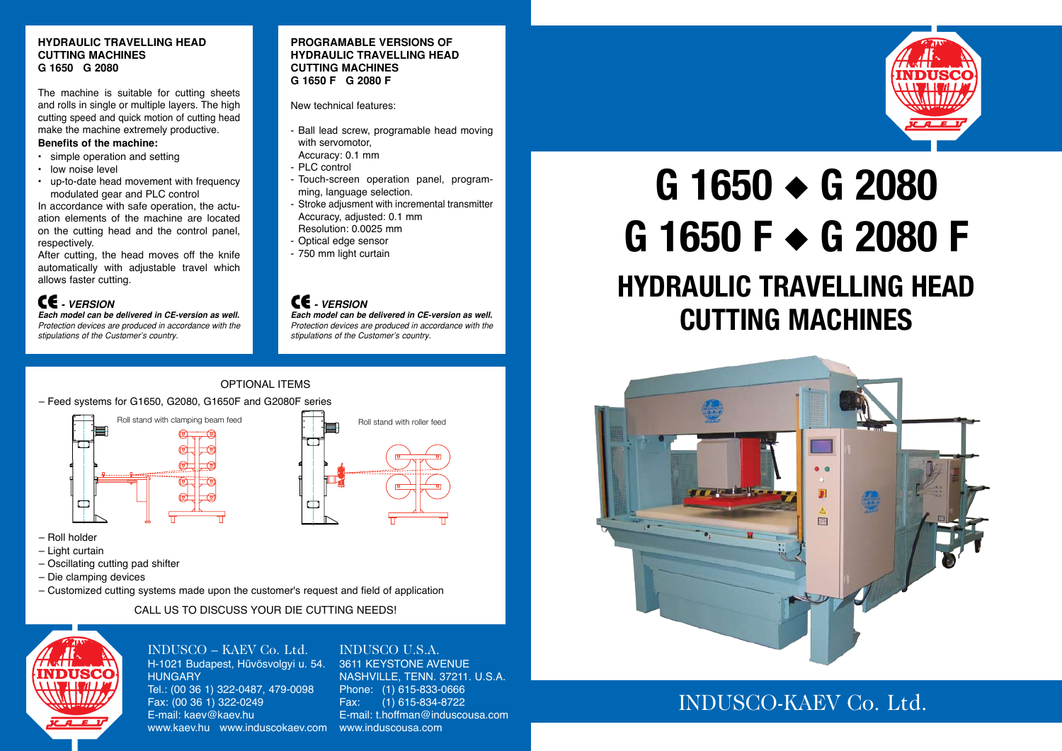# G 1650 ◆ G 2080
# G 1650 F ◆ G 2080 F
## HYDRAULIC TRAVELLING HEAD CUTTING MACHINES

INDUSCO-KAEV Co. Ltd.

### HYDRAULIC TRAVELLING HEAD CUTTING MACHINES
### G 1650 G 2080

The machine is suitable for cutting sheets and rolls in single or multiple layers. The high cutting speed and quick motion of cutting head make the machine extremely productive.

**Benefits of the machine:**

- simple operation and setting
- low noise level
- up-to-date head movement with frequency modulated gear and PLC control

In accordance with safe operation, the actuation elements of the machine are located on the cutting head and the control panel, respectively.

After cutting, the head moves off the knife automatically with adjustable travel which allows faster cutting.

***CE - VERSION***

***Each model can be delivered in CE-version as well.***

*Protection devices are produced in accordance with the stipulations of the Customer's country.*

### PROGRAMABLE VERSIONS OF HYDRAULIC TRAVELLING HEAD CUTTING MACHINES
### G 1650 F G 2080 F

New technical features:

- Ball lead screw, programable head moving with servomotor,
  Accuracy: 0.1 mm
- PLC control
- Touch-screen operation panel, programming, language selection.
- Stroke adjustment with incremental transmitter
  Accuracy, adjusted: 0.1 mm
  Resolution: 0.0025 mm
- Optical edge sensor
- 750 mm light curtain

***CE - VERSION***

***Each model can be delivered in CE-version as well.***

*Protection devices are produced in accordance with the stipulations of the Customer's country.*

### OPTIONAL ITEMS

– Feed systems for G1650, G2080, G1650F and G2080F series

Roll stand with clamping beam feed

Roll stand with roller feed

– Roll holder
– Light curtain
– Oscillating cutting pad shifter
– Die clamping devices
– Customized cutting systems made upon the customer's request and field of application

CALL US TO DISCUSS YOUR DIE CUTTING NEEDS!

INDUSCO – KAEV Co. Ltd.
H-1021 Budapest, Hűvösvolgyi u. 54.
HUNGARY
Tel.: (00 36 1) 322-0487, 479-0098
Fax: (00 36 1) 322-0249
E-mail: kaev@kaev.hu
www.kaev.hu www.induscokaev.com

INDUSCO U.S.A.
3611 KEYSTONE AVENUE
NASHVILLE, TENN. 37211. U.S.A.
Phone: (1) 615-833-0666
Fax: (1) 615-834-8722
E-mail: t.hoffman@induscousa.com
www.induscousa.com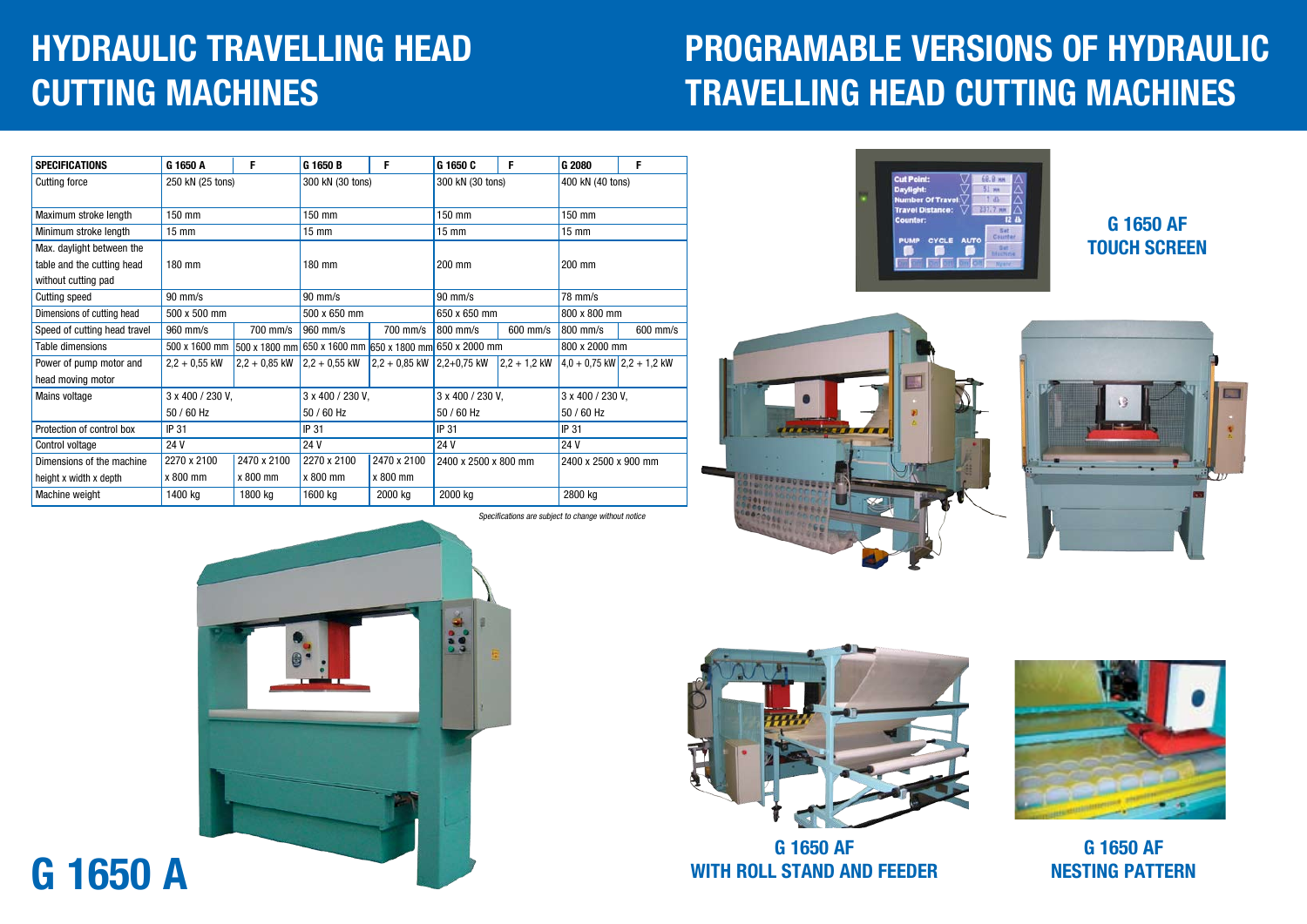# HYDRAULIC TRAVELLING HEAD CUTTING MACHINES

# PROGRAMABLE VERSIONS OF HYDRAULIC TRAVELLING HEAD CUTTING MACHINES

| SPECIFICATIONS | G 1650 A | F | G 1650 B | F | G 1650 C | F | G 2080 | F |
|---|---|---|---|---|---|---|---|---|
| Cutting force | 250 kN (25 tons) | | 300 kN (30 tons) | | 300 kN (30 tons) | | 400 kN (40 tons) | |
| Maximum stroke length | 150 mm | | 150 mm | | 150 mm | | 150 mm | |
| Minimum stroke length | 15 mm | | 15 mm | | 15 mm | | 15 mm | |
| Max. daylight between the table and the cutting head without cutting pad | 180 mm | | 180 mm | | 200 mm | | 200 mm | |
| Cutting speed | 90 mm/s | | 90 mm/s | | 90 mm/s | | 78 mm/s | |
| Dimensions of cutting head | 500 x 500 mm | | 500 x 650 mm | | 650 x 650 mm | | 800 x 800 mm | |
| Speed of cutting head travel | 960 mm/s | 700 mm/s | 960 mm/s | 700 mm/s | 800 mm/s | 600 mm/s | 800 mm/s | 600 mm/s |
| Table dimensions | 500 x 1600 mm | 500 x 1800 mm | 650 x 1600 mm | 650 x 1800 mm | 650 x 2000 mm | | 800 x 2000 mm | |
| Power of pump motor and head moving motor | 2,2 + 0,55 kW | 2,2 + 0,85 kW | 2,2 + 0,55 kW | 2,2 + 0,85 kW | 2,2+0,75 kW | 2,2 + 1,2 kW | 4,0 + 0,75 kW | 2,2 + 1,2 kW |
| Mains voltage | 3 x 400 / 230 V, 50 / 60 Hz | | 3 x 400 / 230 V, 50 / 60 Hz | | 3 x 400 / 230 V, 50 / 60 Hz | | 3 x 400 / 230 V, 50 / 60 Hz | |
| Protection of control box | IP 31 | | IP 31 | | IP 31 | | IP 31 | |
| Control voltage | 24 V | | 24 V | | 24 V | | 24 V | |
| Dimensions of the machine height x width x depth | 2270 x 2100 x 800 mm | 2470 x 2100 x 800 mm | 2270 x 2100 x 800 mm | 2470 x 2100 x 800 mm | 2400 x 2500 x 800 mm | | 2400 x 2500 x 900 mm | |
| Machine weight | 1400 kg | 1800 kg | 1600 kg | 2000 kg | 2000 kg | | 2800 kg | |

*Specifications are subject to change without notice*

**G 1650 A**

**G 1650 AF TOUCH SCREEN**

**G 1650 AF WITH ROLL STAND AND FEEDER**

**G 1650 AF NESTING PATTERN**